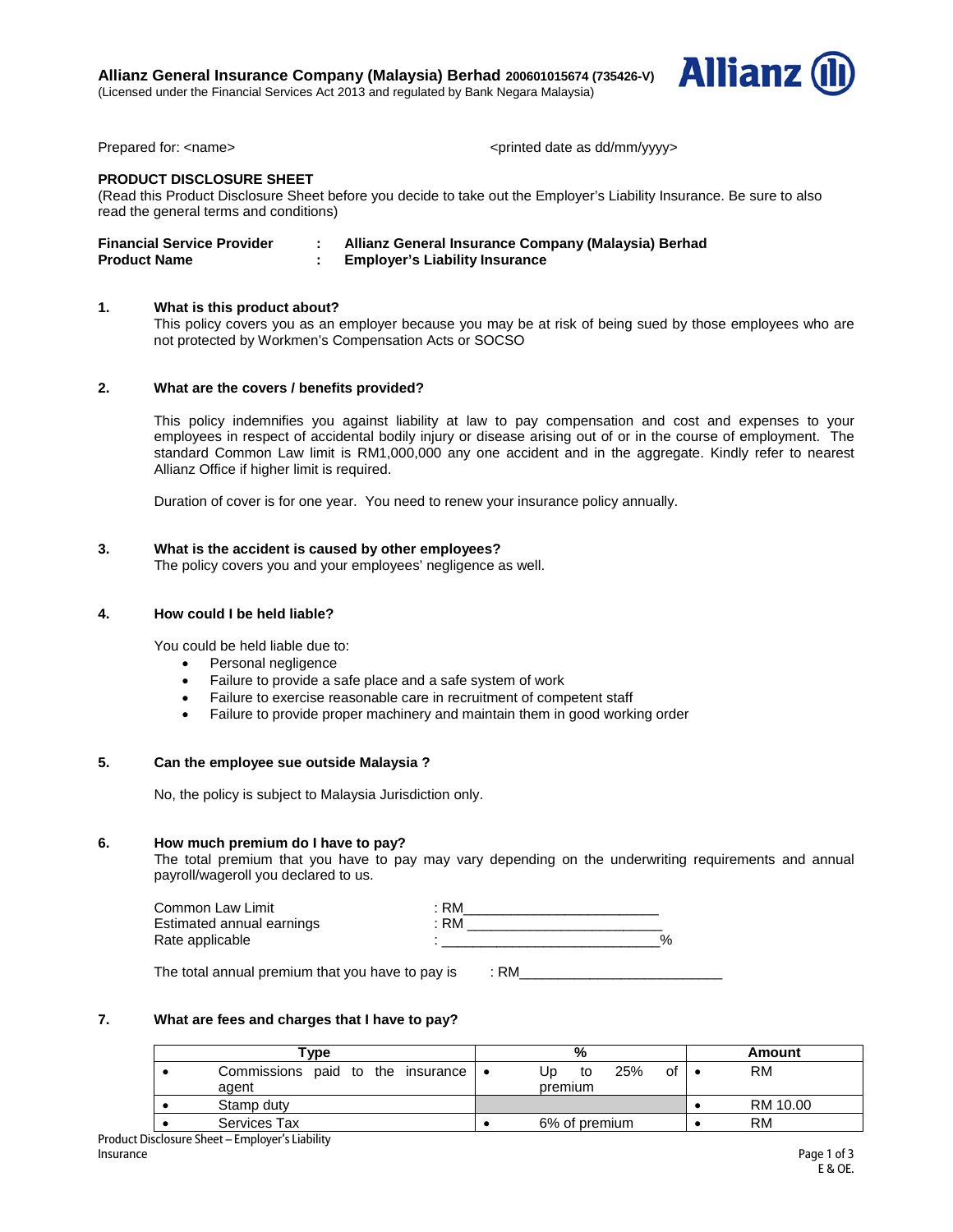**Allianz General Insurance Company (Malaysia) Berhad 200601015674 (735426-V)**
(Licensed under the Financial Services Act 2013 and regulated by Bank Negara Malaysia)

Prepared for: <name>　　　　　　　　　　<printed date as dd/mm/yyyy>

**PRODUCT DISCLOSURE SHEET**
(Read this Product Disclosure Sheet before you decide to take out the Employer's Liability Insurance. Be sure to also read the general terms and conditions)

**Financial Service Provider : Allianz General Insurance Company (Malaysia) Berhad**
**Product Name : Employer's Liability Insurance**

**1. What is this product about?**
This policy covers you as an employer because you may be at risk of being sued by those employees who are not protected by Workmen's Compensation Acts or SOCSO

**2. What are the covers / benefits provided?**

This policy indemnifies you against liability at law to pay compensation and cost and expenses to your employees in respect of accidental bodily injury or disease arising out of or in the course of employment. The standard Common Law limit is RM1,000,000 any one accident and in the aggregate. Kindly refer to nearest Allianz Office if higher limit is required.

Duration of cover is for one year. You need to renew your insurance policy annually.

**3. What is the accident is caused by other employees?**
The policy covers you and your employees' negligence as well.

**4. How could I be held liable?**

You could be held liable due to:
- Personal negligence
- Failure to provide a safe place and a safe system of work
- Failure to exercise reasonable care in recruitment of competent staff
- Failure to provide proper machinery and maintain them in good working order

**5. Can the employee sue outside Malaysia ?**

No, the policy is subject to Malaysia Jurisdiction only.

**6. How much premium do I have to pay?**
The total premium that you have to pay may vary depending on the underwriting requirements and annual payroll/wageroll you declared to us.

Common Law Limit : RM________________________
Estimated annual earnings : RM ________________________
Rate applicable : ___________________________%

The total annual premium that you have to pay is : RM__________________________

**7. What are fees and charges that I have to pay?**

| Type | % | Amount |
|---|---|---|
| • Commissions paid to the insurance agent | • Up to 25% of premium | • RM |
| • Stamp duty | | • RM 10.00 |
| • Services Tax | • 6% of premium | • RM |

E & OE.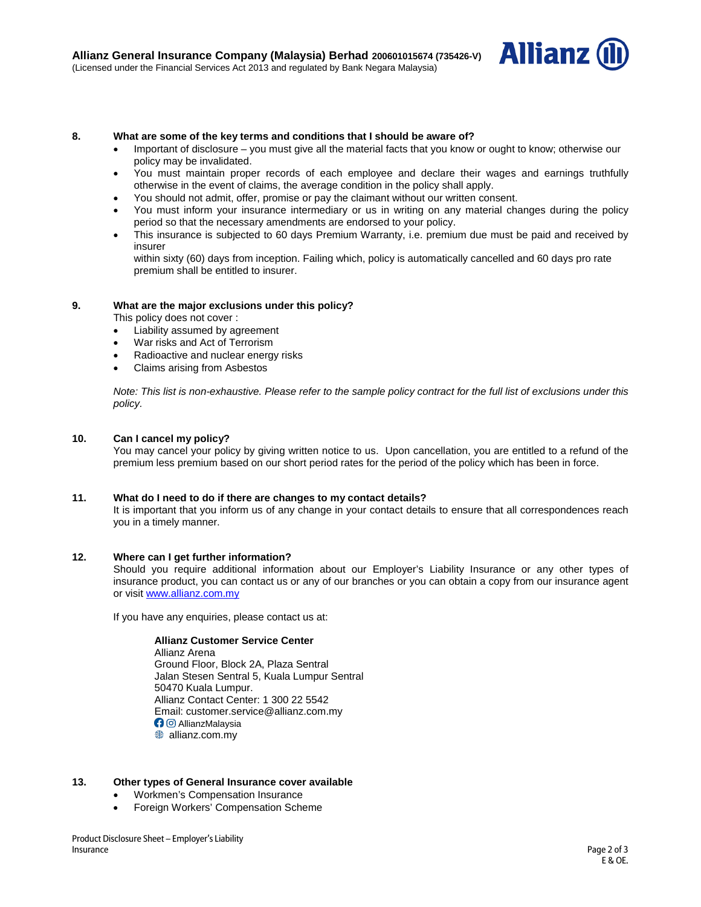**8. What are some of the key terms and conditions that I should be aware of?**

- Important of disclosure – you must give all the material facts that you know or ought to know; otherwise our policy may be invalidated.
- You must maintain proper records of each employee and declare their wages and earnings truthfully otherwise in the event of claims, the average condition in the policy shall apply.
- You should not admit, offer, promise or pay the claimant without our written consent.
- You must inform your insurance intermediary or us in writing on any material changes during the policy period so that the necessary amendments are endorsed to your policy.
- This insurance is subjected to 60 days Premium Warranty, i.e. premium due must be paid and received by insurer
  within sixty (60) days from inception. Failing which, policy is automatically cancelled and 60 days pro rate premium shall be entitled to insurer.

**9. What are the major exclusions under this policy?**

This policy does not cover :

- Liability assumed by agreement
- War risks and Act of Terrorism
- Radioactive and nuclear energy risks
- Claims arising from Asbestos

*Note: This list is non-exhaustive. Please refer to the sample policy contract for the full list of exclusions under this policy.*

**10. Can I cancel my policy?**

You may cancel your policy by giving written notice to us. Upon cancellation, you are entitled to a refund of the premium less premium based on our short period rates for the period of the policy which has been in force.

**11. What do I need to do if there are changes to my contact details?**

It is important that you inform us of any change in your contact details to ensure that all correspondences reach you in a timely manner.

**12. Where can I get further information?**

Should you require additional information about our Employer's Liability Insurance or any other types of insurance product, you can contact us or any of our branches or you can obtain a copy from our insurance agent or visit www.allianz.com.my

If you have any enquiries, please contact us at:

**Allianz Customer Service Center**
Allianz Arena
Ground Floor, Block 2A, Plaza Sentral
Jalan Stesen Sentral 5, Kuala Lumpur Sentral
50470 Kuala Lumpur.
Allianz Contact Center: 1 300 22 5542
Email: customer.service@allianz.com.my
AllianzMalaysia
allianz.com.my

**13. Other types of General Insurance cover available**

- Workmen's Compensation Insurance
- Foreign Workers' Compensation Scheme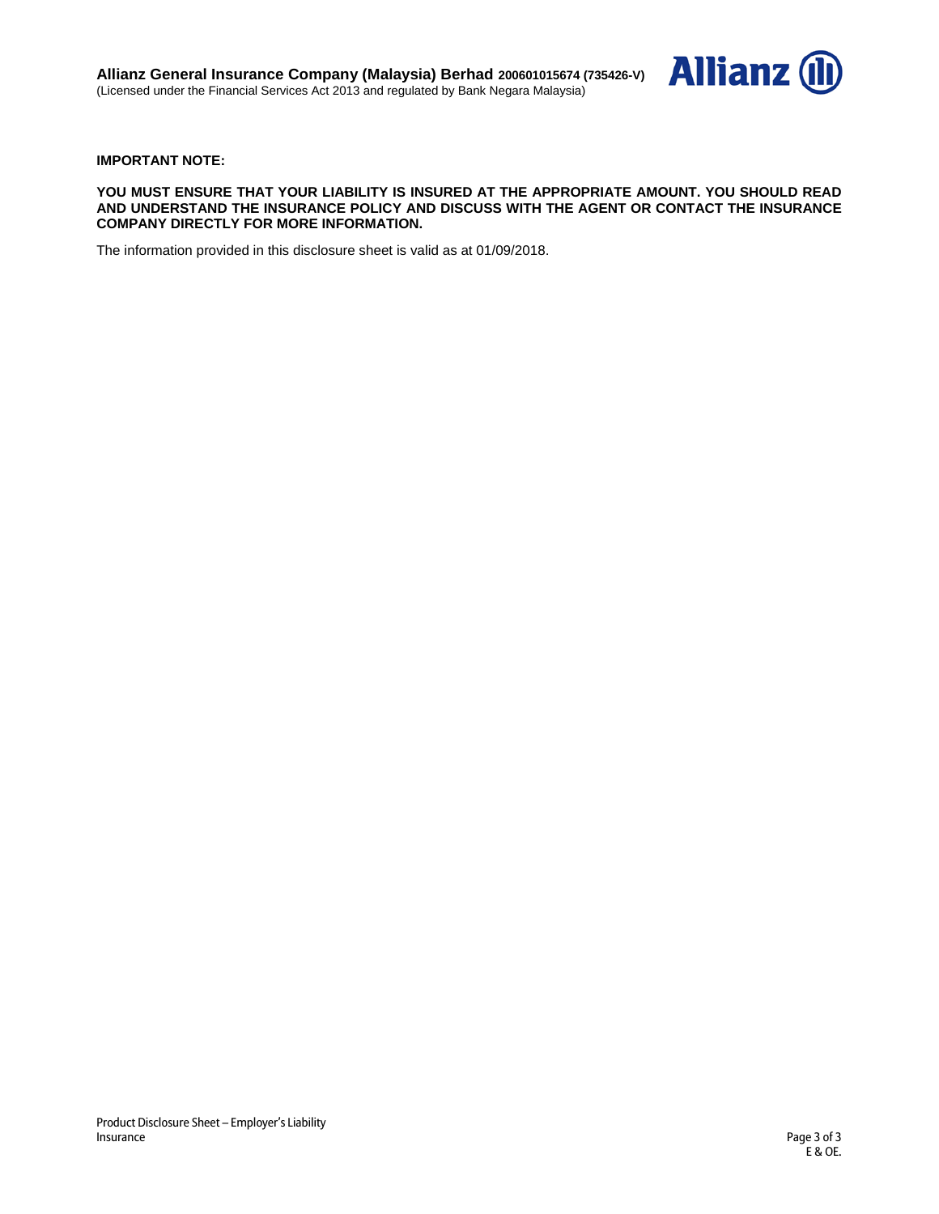**IMPORTANT NOTE:**

**YOU MUST ENSURE THAT YOUR LIABILITY IS INSURED AT THE APPROPRIATE AMOUNT. YOU SHOULD READ AND UNDERSTAND THE INSURANCE POLICY AND DISCUSS WITH THE AGENT OR CONTACT THE INSURANCE COMPANY DIRECTLY FOR MORE INFORMATION.**

The information provided in this disclosure sheet is valid as at 01/09/2018.

E & OE.